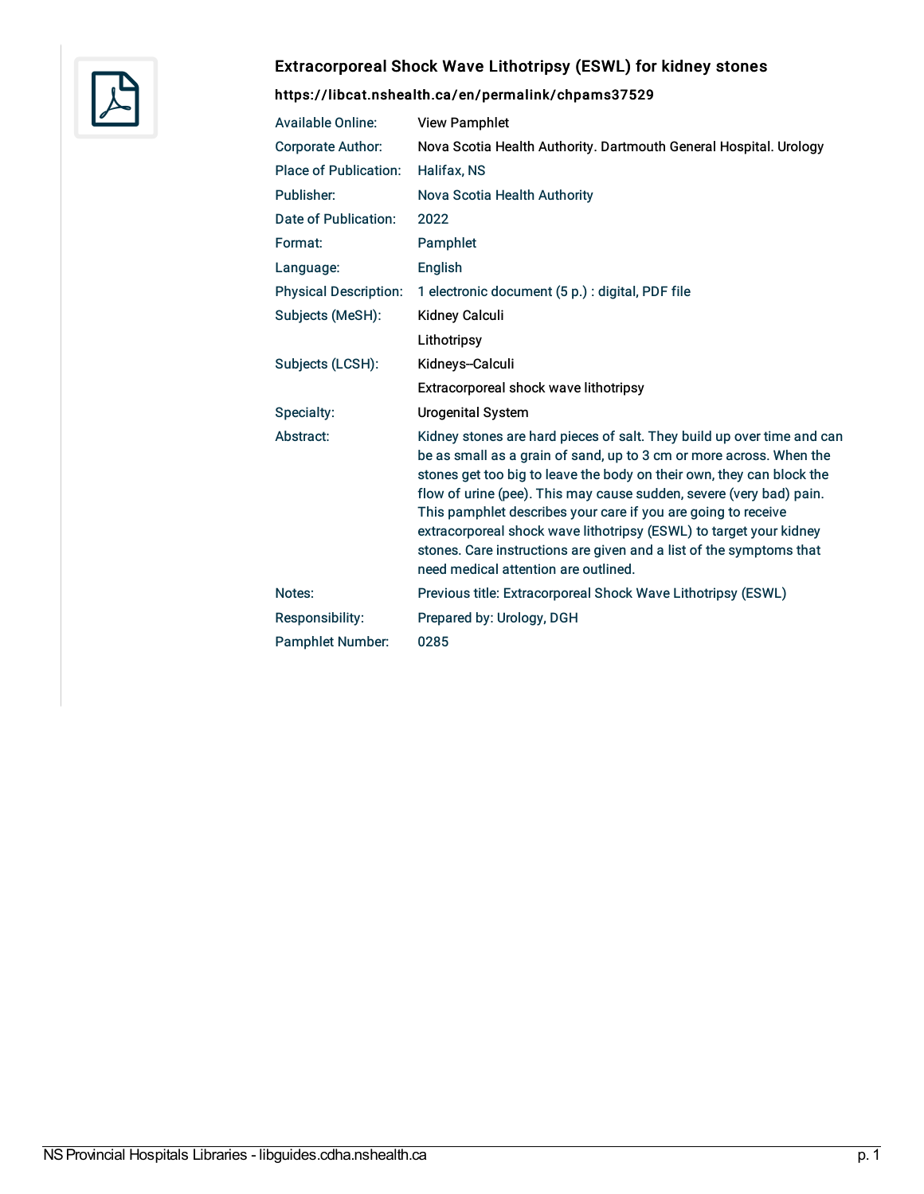# Extracorporeal Shock Wave Lithotripsy (ESWL) for kidney stones

**https://libcat.nshealth.ca/en/permalink/chpams37529**

| | |
|---|---|
| Available Online: | View Pamphlet |
| Corporate Author: | Nova Scotia Health Authority. Dartmouth General Hospital. Urology |
| Place of Publication: | Halifax, NS |
| Publisher: | Nova Scotia Health Authority |
| Date of Publication: | 2022 |
| Format: | Pamphlet |
| Language: | English |
| Physical Description: | 1 electronic document (5 p.) : digital, PDF file |
| Subjects (MeSH): | Kidney Calculi |
| | Lithotripsy |
| Subjects (LCSH): | Kidneys--Calculi |
| | Extracorporeal shock wave lithotripsy |
| Specialty: | Urogenital System |
| Abstract: | Kidney stones are hard pieces of salt. They build up over time and can be as small as a grain of sand, up to 3 cm or more across. When the stones get too big to leave the body on their own, they can block the flow of urine (pee). This may cause sudden, severe (very bad) pain. This pamphlet describes your care if you are going to receive extracorporeal shock wave lithotripsy (ESWL) to target your kidney stones. Care instructions are given and a list of the symptoms that need medical attention are outlined. |
| Notes: | Previous title: Extracorporeal Shock Wave Lithotripsy (ESWL) |
| Responsibility: | Prepared by: Urology, DGH |
| Pamphlet Number: | 0285 |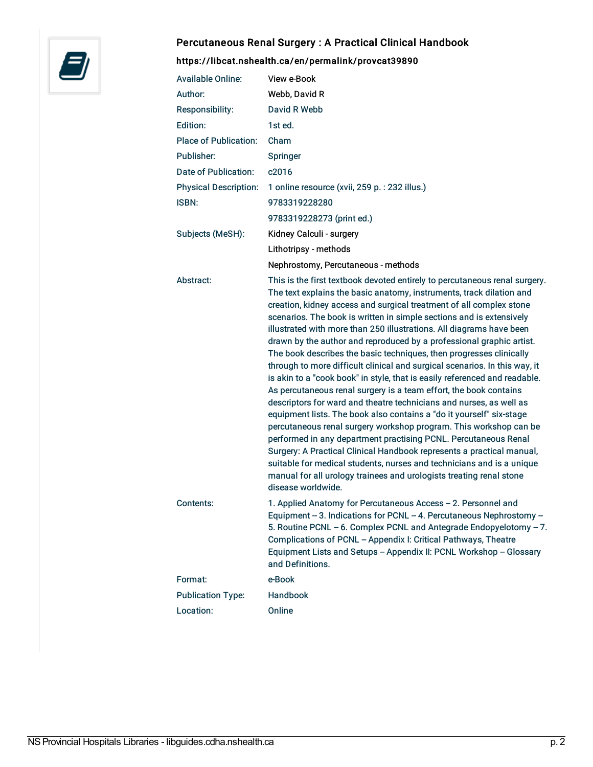## Percutaneous Renal Surgery : A Practical Clinical Handbook

**https://libcat.nshealth.ca/en/permalink/provcat39890**

| | |
|---|---|
| Available Online: | View e-Book |
| Author: | Webb, David R |
| Responsibility: | David R Webb |
| Edition: | 1st ed. |
| Place of Publication: | Cham |
| Publisher: | Springer |
| Date of Publication: | c2016 |
| Physical Description: | 1 online resource (xvii, 259 p. : 232 illus.) |
| ISBN: | 9783319228280 |
| | 9783319228273 (print ed.) |
| Subjects (MeSH): | Kidney Calculi - surgery |
| | Lithotripsy - methods |
| | Nephrostomy, Percutaneous - methods |
| Abstract: | This is the first textbook devoted entirely to percutaneous renal surgery. The text explains the basic anatomy, instruments, track dilation and creation, kidney access and surgical treatment of all complex stone scenarios. The book is written in simple sections and is extensively illustrated with more than 250 illustrations. All diagrams have been drawn by the author and reproduced by a professional graphic artist. The book describes the basic techniques, then progresses clinically through to more difficult clinical and surgical scenarios. In this way, it is akin to a "cook book" in style, that is easily referenced and readable. As percutaneous renal surgery is a team effort, the book contains descriptors for ward and theatre technicians and nurses, as well as equipment lists. The book also contains a "do it yourself" six-stage percutaneous renal surgery workshop program. This workshop can be performed in any department practising PCNL. Percutaneous Renal Surgery: A Practical Clinical Handbook represents a practical manual, suitable for medical students, nurses and technicians and is a unique manual for all urology trainees and urologists treating renal stone disease worldwide. |
| Contents: | 1. Applied Anatomy for Percutaneous Access -- 2. Personnel and Equipment -- 3. Indications for PCNL -- 4. Percutaneous Nephrostomy -- 5. Routine PCNL -- 6. Complex PCNL and Antegrade Endopyelotomy -- 7. Complications of PCNL -- Appendix I: Critical Pathways, Theatre Equipment Lists and Setups -- Appendix II: PCNL Workshop -- Glossary and Definitions. |
| Format: | e-Book |
| Publication Type: | Handbook |
| Location: | Online |